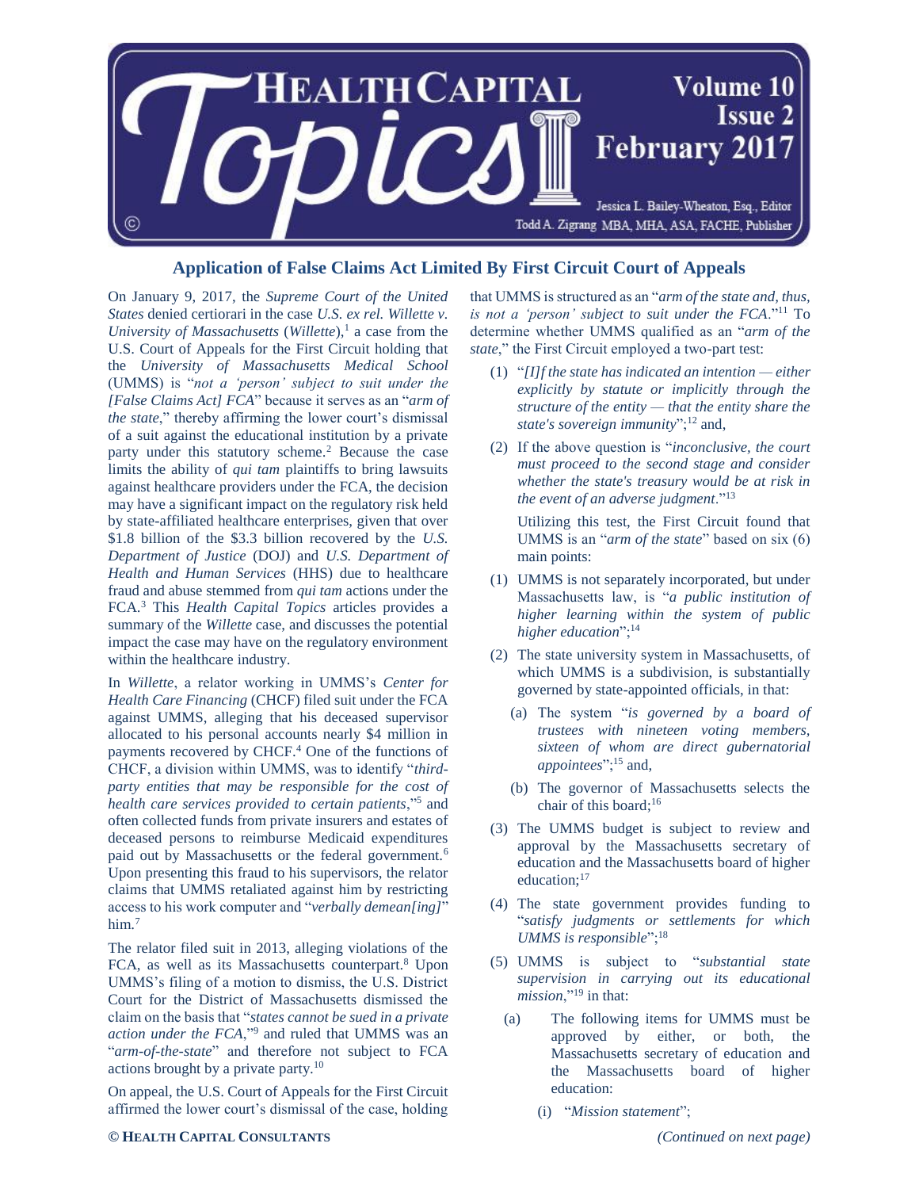# Application of False Claims Act Limited By First Circuit Court of Appeals

On January 9, 2017, the *Supreme Court of the United States* denied certiorari in the case *U.S. ex rel. Willette v. University of Massachusetts* (*Willette*),[1] a case from the U.S. Court of Appeals for the First Circuit holding that the *University of Massachusetts Medical School* (UMMS) is "*not a 'person' subject to suit under the [False Claims Act] FCA*" because it serves as an "*arm of the state*," thereby affirming the lower court's dismissal of a suit against the educational institution by a private party under this statutory scheme.[2] Because the case limits the ability of *qui tam* plaintiffs to bring lawsuits against healthcare providers under the FCA, the decision may have a significant impact on the regulatory risk held by state-affiliated healthcare enterprises, given that over $1.8 billion of the $3.3 billion recovered by the *U.S. Department of Justice* (DOJ) and *U.S. Department of Health and Human Services* (HHS) due to healthcare fraud and abuse stemmed from *qui tam* actions under the FCA.[3] This *Health Capital Topics* articles provides a summary of the *Willette* case, and discusses the potential impact the case may have on the regulatory environment within the healthcare industry.

In *Willette*, a relator working in UMMS's *Center for Health Care Financing* (CHCF) filed suit under the FCA against UMMS, alleging that his deceased supervisor allocated to his personal accounts nearly $4 million in payments recovered by CHCF.[4] One of the functions of CHCF, a division within UMMS, was to identify "*third-party entities that may be responsible for the cost of health care services provided to certain patients*,"[5] and often collected funds from private insurers and estates of deceased persons to reimburse Medicaid expenditures paid out by Massachusetts or the federal government.[6] Upon presenting this fraud to his supervisors, the relator claims that UMMS retaliated against him by restricting access to his work computer and "*verbally demean[ing]*" him.[7]

The relator filed suit in 2013, alleging violations of the FCA, as well as its Massachusetts counterpart.[8] Upon UMMS's filing of a motion to dismiss, the U.S. District Court for the District of Massachusetts dismissed the claim on the basis that "*states cannot be sued in a private action under the FCA*,"[9] and ruled that UMMS was an "*arm-of-the-state*" and therefore not subject to FCA actions brought by a private party.[10]

On appeal, the U.S. Court of Appeals for the First Circuit affirmed the lower court's dismissal of the case, holding that UMMS is structured as an "*arm of the state and, thus, is not a 'person' subject to suit under the FCA*."[11] To determine whether UMMS qualified as an "*arm of the state*," the First Circuit employed a two-part test:

(1) "*[I]f the state has indicated an intention — either explicitly by statute or implicitly through the structure of the entity — that the entity share the state's sovereign immunity*";[12] and,

(2) If the above question is "*inconclusive, the court must proceed to the second stage and consider whether the state's treasury would be at risk in the event of an adverse judgment*."[13]

Utilizing this test, the First Circuit found that UMMS is an "*arm of the state*" based on six (6) main points:

(1) UMMS is not separately incorporated, but under Massachusetts law, is "*a public institution of higher learning within the system of public higher education*";[14]

(2) The state university system in Massachusetts, of which UMMS is a subdivision, is substantially governed by state-appointed officials, in that:
   - (a) The system "*is governed by a board of trustees with nineteen voting members, sixteen of whom are direct gubernatorial appointees*";[15] and,
   - (b) The governor of Massachusetts selects the chair of this board;[16]

(3) The UMMS budget is subject to review and approval by the Massachusetts secretary of education and the Massachusetts board of higher education;[17]

(4) The state government provides funding to "*satisfy judgments or settlements for which UMMS is responsible*";[18]

(5) UMMS is subject to "*substantial state supervision in carrying out its educational mission*,"[19] in that:
   - (a) The following items for UMMS must be approved by either, or both, the Massachusetts secretary of education and the Massachusetts board of higher education:
     - (i) "*Mission statement*";

*(Continued on next page)*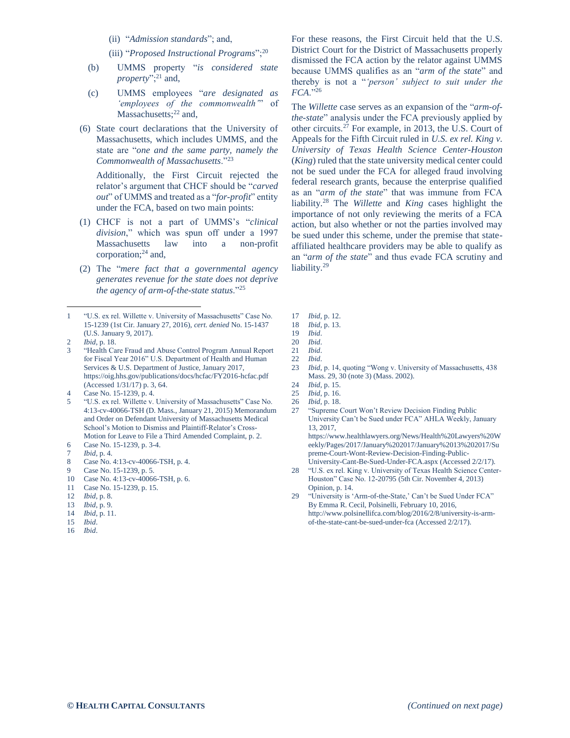(ii) "*Admission standards*"; and,

(iii) "*Proposed Instructional Programs*";[20]

(b) UMMS property "*is considered state property*";[21] and,

(c) UMMS employees "*are designated as 'employees of the commonwealth'*" of Massachusetts;[22] and,

(6) State court declarations that the University of Massachusetts, which includes UMMS, and the state are "*one and the same party, namely the Commonwealth of Massachusetts*."[23]

Additionally, the First Circuit rejected the relator's argument that CHCF should be "*carved out*" of UMMS and treated as a "*for-profit*" entity under the FCA, based on two main points:

(1) CHCF is not a part of UMMS's "*clinical division*," which was spun off under a 1997 Massachusetts law into a non-profit corporation;[24] and,

(2) The "*mere fact that a governmental agency generates revenue for the state does not deprive the agency of arm-of-the-state status*."[25]

For these reasons, the First Circuit held that the U.S. District Court for the District of Massachusetts properly dismissed the FCA action by the relator against UMMS because UMMS qualifies as an "*arm of the state*" and thereby is not a "*'person' subject to suit under the FCA*."[26]

The *Willette* case serves as an expansion of the "*arm-of-the-state*" analysis under the FCA previously applied by other circuits.[27] For example, in 2013, the U.S. Court of Appeals for the Fifth Circuit ruled in *U.S. ex rel. King v. University of Texas Health Science Center-Houston* (*King*) ruled that the state university medical center could not be sued under the FCA for alleged fraud involving federal research grants, because the enterprise qualified as an "*arm of the state*" that was immune from FCA liability.[28] The *Willette* and *King* cases highlight the importance of not only reviewing the merits of a FCA action, but also whether or not the parties involved may be sued under this scheme, under the premise that state-affiliated healthcare providers may be able to qualify as an "*arm of the state*" and thus evade FCA scrutiny and liability.[29]

---

1 "U.S. ex rel. Willette v. University of Massachusetts" Case No. 15-1239 (1st Cir. January 27, 2016), *cert. denied* No. 15-1437 (U.S. January 9, 2017).

2 *Ibid*, p. 18.

3 "Health Care Fraud and Abuse Control Program Annual Report for Fiscal Year 2016" U.S. Department of Health and Human Services & U.S. Department of Justice, January 2017, https://oig.hhs.gov/publications/docs/hcfac/FY2016-hcfac.pdf (Accessed 1/31/17) p. 3, 64.

4 Case No. 15-1239, p. 4.

5 "U.S. ex rel. Willette v. University of Massachusetts" Case No. 4:13-cv-40066-TSH (D. Mass., January 21, 2015) Memorandum and Order on Defendant University of Massachusetts Medical School's Motion to Dismiss and Plaintiff-Relator's Cross-Motion for Leave to File a Third Amended Complaint, p. 2.

6 Case No. 15-1239, p. 3-4.

7 *Ibid*, p. 4.

8 Case No. 4:13-cv-40066-TSH, p. 4.

9 Case No. 15-1239, p. 5.

10 Case No. 4:13-cv-40066-TSH, p. 6.

11 Case No. 15-1239, p. 15.

12 *Ibid*, p. 8.

13 *Ibid*, p. 9.

14 *Ibid*, p. 11.

15 *Ibid*.

16 *Ibid*.

17 *Ibid*, p. 12.

18 *Ibid*, p. 13.

19 *Ibid*.

20 *Ibid*.

21 *Ibid*.

22 *Ibid*.

23 *Ibid*, p. 14, quoting "Wong v. University of Massachusetts, 438 Mass. 29, 30 (note 3) (Mass. 2002).

24 *Ibid*, p. 15.

25 *Ibid*, p. 16.

26 *Ibid*, p. 18.

27 "Supreme Court Won't Review Decision Finding Public University Can't be Sued under FCA" AHLA Weekly, January 13, 2017, https://www.healthlawyers.org/News/Health%20Lawyers%20Weekly/Pages/2017/January%202017/January%2013%202017/Supreme-Court-Wont-Review-Decision-Finding-Public-University-Cant-Be-Sued-Under-FCA.aspx (Accessed 2/2/17).

28 "U.S. ex rel. King v. University of Texas Health Science Center-Houston" Case No. 12-20795 (5th Cir. November 4, 2013) Opinion, p. 14.

29 "University is 'Arm-of-the-State,' Can't be Sued Under FCA" By Emma R. Cecil, Polsinelli, February 10, 2016, http://www.polsinellifca.com/blog/2016/2/8/university-is-arm-of-the-state-cant-be-sued-under-fca (Accessed 2/2/17).